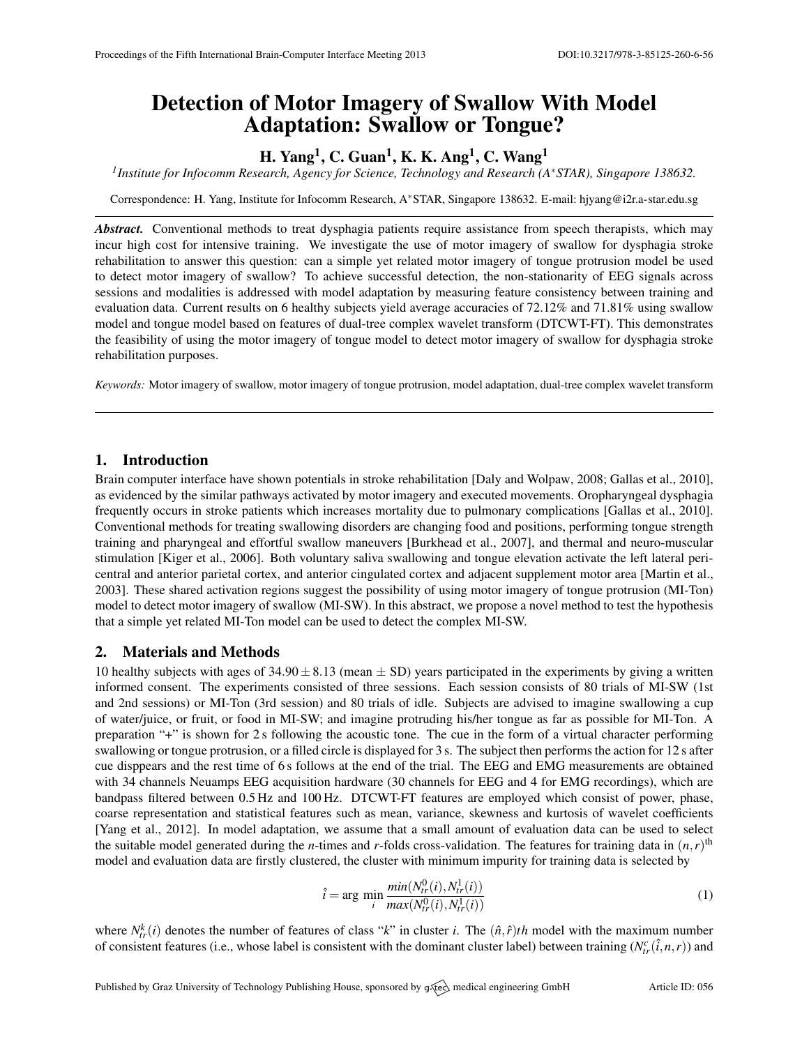# Detection of Motor Imagery of Swallow With Model Adaptation: Swallow or Tongue?

**H. Yang[1], C. Guan[1], K. K. Ang[1], C. Wang[1]**

[1] *Institute for Infocomm Research, Agency for Science, Technology and Research (A\*STAR), Singapore 138632.*

Correspondence: H. Yang, Institute for Infocomm Research, A\*STAR, Singapore 138632. E-mail: hjyang@i2r.a-star.edu.sg

***Abstract.*** Conventional methods to treat dysphagia patients require assistance from speech therapists, which may incur high cost for intensive training. We investigate the use of motor imagery of swallow for dysphagia stroke rehabilitation to answer this question: can a simple yet related motor imagery of tongue protrusion model be used to detect motor imagery of swallow? To achieve successful detection, the non-stationarity of EEG signals across sessions and modalities is addressed with model adaptation by measuring feature consistency between training and evaluation data. Current results on 6 healthy subjects yield average accuracies of 72.12% and 71.81% using swallow model and tongue model based on features of dual-tree complex wavelet transform (DTCWT-FT). This demonstrates the feasibility of using the motor imagery of tongue model to detect motor imagery of swallow for dysphagia stroke rehabilitation purposes.

*Keywords:* Motor imagery of swallow, motor imagery of tongue protrusion, model adaptation, dual-tree complex wavelet transform

## 1. Introduction

Brain computer interface have shown potentials in stroke rehabilitation [Daly and Wolpaw, 2008; Gallas et al., 2010], as evidenced by the similar pathways activated by motor imagery and executed movements. Oropharyngeal dysphagia frequently occurs in stroke patients which increases mortality due to pulmonary complications [Gallas et al., 2010]. Conventional methods for treating swallowing disorders are changing food and positions, performing tongue strength training and pharyngeal and effortful swallow maneuvers [Burkhead et al., 2007], and thermal and neuro-muscular stimulation [Kiger et al., 2006]. Both voluntary saliva swallowing and tongue elevation activate the left lateral pericentral and anterior parietal cortex, and anterior cingulated cortex and adjacent supplement motor area [Martin et al., 2003]. These shared activation regions suggest the possibility of using motor imagery of tongue protrusion (MI-Ton) model to detect motor imagery of swallow (MI-SW). In this abstract, we propose a novel method to test the hypothesis that a simple yet related MI-Ton model can be used to detect the complex MI-SW.

## 2. Materials and Methods

10 healthy subjects with ages of $34.90 \pm 8.13$ (mean $\pm$ SD) years participated in the experiments by giving a written informed consent. The experiments consisted of three sessions. Each session consists of 80 trials of MI-SW (1st and 2nd sessions) or MI-Ton (3rd session) and 80 trials of idle. Subjects are advised to imagine swallowing a cup of water/juice, or fruit, or food in MI-SW; and imagine protruding his/her tongue as far as possible for MI-Ton. A preparation "+" is shown for 2 s following the acoustic tone. The cue in the form of a virtual character performing swallowing or tongue protrusion, or a filled circle is displayed for 3 s. The subject then performs the action for 12 s after cue disppears and the rest time of 6 s follows at the end of the trial. The EEG and EMG measurements are obtained with 34 channels Neuamps EEG acquisition hardware (30 channels for EEG and 4 for EMG recordings), which are bandpass filtered between 0.5 Hz and 100 Hz. DTCWT-FT features are employed which consist of power, phase, coarse representation and statistical features such as mean, variance, skewness and kurtosis of wavelet coefficients [Yang et al., 2012]. In model adaptation, we assume that a small amount of evaluation data can be used to select the suitable model generated during the $n$-times and $r$-folds cross-validation. The features for training data in $(n,r)^{\text{th}}$ model and evaluation data are firstly clustered, the cluster with minimum impurity for training data is selected by

$$\hat{i} = \arg\min_{i} \frac{min(N_{tr}^{0}(i), N_{tr}^{1}(i))}{max(N_{tr}^{0}(i), N_{tr}^{1}(i))} \tag{1}$$

where $N_{tr}^{k}(i)$ denotes the number of features of class "$k$" in cluster $i$. The $(\hat{n},\hat{r})th$ model with the maximum number of consistent features (i.e., whose label is consistent with the dominant cluster label) between training ($N_{tr}^{c}(\hat{i},n,r)$) and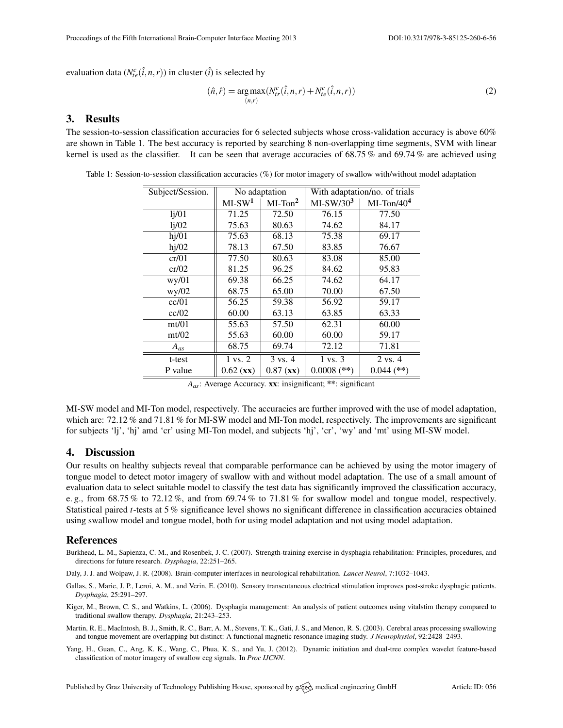evaluation data ($N_{te}^{c}(\hat{i},n,r)$) in cluster ($\hat{i}$) is selected by

$$(\hat{n},\hat{r}) = \underset{(n,r)}{\arg\max}(N_{tr}^{c}(\hat{i},n,r) + N_{te}^{c}(\hat{i},n,r)) \quad (2)$$

## 3. Results

The session-to-session classification accuracies for 6 selected subjects whose cross-validation accuracy is above 60% are shown in Table 1. The best accuracy is reported by searching 8 non-overlapping time segments, SVM with linear kernel is used as the classifier. It can be seen that average accuracies of 68.75 % and 69.74 % are achieved using MI-SW model and MI-Ton model, respectively. The accuracies are further improved with the use of model adaptation, which are: 72.12 % and 71.81 % for MI-SW model and MI-Ton model, respectively. The improvements are significant for subjects 'lj', 'hj' amd 'cr' using MI-Ton model, and subjects 'hj', 'cr', 'wy' and 'mt' using MI-SW model.

Table 1: Session-to-session classification accuracies (%) for motor imagery of swallow with/without model adaptation

| Subject/Session. | No adaptation | | With adaptation/no. of trials | |
|---|---|---|---|---|
| | MI-SW[1] | MI-Ton[2] | MI-SW/30[3] | MI-Ton/40[4] |
| lj/01 | 71.25 | 72.50 | 76.15 | 77.50 |
| lj/02 | 75.63 | 80.63 | 74.62 | 84.17 |
| hj/01 | 75.63 | 68.13 | 75.38 | 69.17 |
| hj/02 | 78.13 | 67.50 | 83.85 | 76.67 |
| cr/01 | 77.50 | 80.63 | 83.08 | 85.00 |
| cr/02 | 81.25 | 96.25 | 84.62 | 95.83 |
| wy/01 | 69.38 | 66.25 | 74.62 | 64.17 |
| wy/02 | 68.75 | 65.00 | 70.00 | 67.50 |
| cc/01 | 56.25 | 59.38 | 56.92 | 59.17 |
| cc/02 | 60.00 | 63.13 | 63.85 | 63.33 |
| mt/01 | 55.63 | 57.50 | 62.31 | 60.00 |
| mt/02 | 55.63 | 60.00 | 60.00 | 59.17 |
| $A_{as}$ | 68.75 | 69.74 | 72.12 | 71.81 |
| t-test | 1 vs. 2 | 3 vs. 4 | 1 vs. 3 | 2 vs. 4 |
| P value | 0.62 (**xx**) | 0.87 (**xx**) | 0.0008 (**) | 0.044 (**) |

$A_{as}$: Average Accuracy. **xx**: insignificant; **: significant

## 4. Discussion

Our results on healthy subjects reveal that comparable performance can be achieved by using the motor imagery of tongue model to detect motor imagery of swallow with and without model adaptation. The use of a small amount of evaluation data to select suitable model to classify the test data has significantly improved the classification accuracy, e. g., from 68.75 % to 72.12 %, and from 69.74 % to 71.81 % for swallow model and tongue model, respectively. Statistical paired $t$-tests at 5 % significance level shows no significant difference in classification accuracies obtained using swallow model and tongue model, both for using model adaptation and not using model adaptation.

## References

Burkhead, L. M., Sapienza, C. M., and Rosenbek, J. C. (2007). Strength-training exercise in dysphagia rehabilitation: Principles, procedures, and directions for future research. *Dysphagia*, 22:251–265.

Daly, J. J. and Wolpaw, J. R. (2008). Brain-computer interfaces in neurological rehabilitation. *Lancet Neurol*, 7:1032–1043.

Gallas, S., Marie, J. P., Leroi, A. M., and Verin, E. (2010). Sensory transcutaneous electrical stimulation improves post-stroke dysphagic patients. *Dysphagia*, 25:291–297.

Kiger, M., Brown, C. S., and Watkins, L. (2006). Dysphagia management: An analysis of patient outcomes using vitalstim therapy compared to traditional swallow therapy. *Dysphagia*, 21:243–253.

Martin, R. E., MacIntosh, B. J., Smith, R. C., Barr, A. M., Stevens, T. K., Gati, J. S., and Menon, R. S. (2003). Cerebral areas processing swallowing and tongue movement are overlapping but distinct: A functional magnetic resonance imaging study. *J Neurophysiol*, 92:2428–2493.

Yang, H., Guan, C., Ang, K. K., Wang, C., Phua, K. S., and Yu, J. (2012). Dynamic initiation and dual-tree complex wavelet feature-based classification of motor imagery of swallow eeg signals. In *Proc IJCNN*.